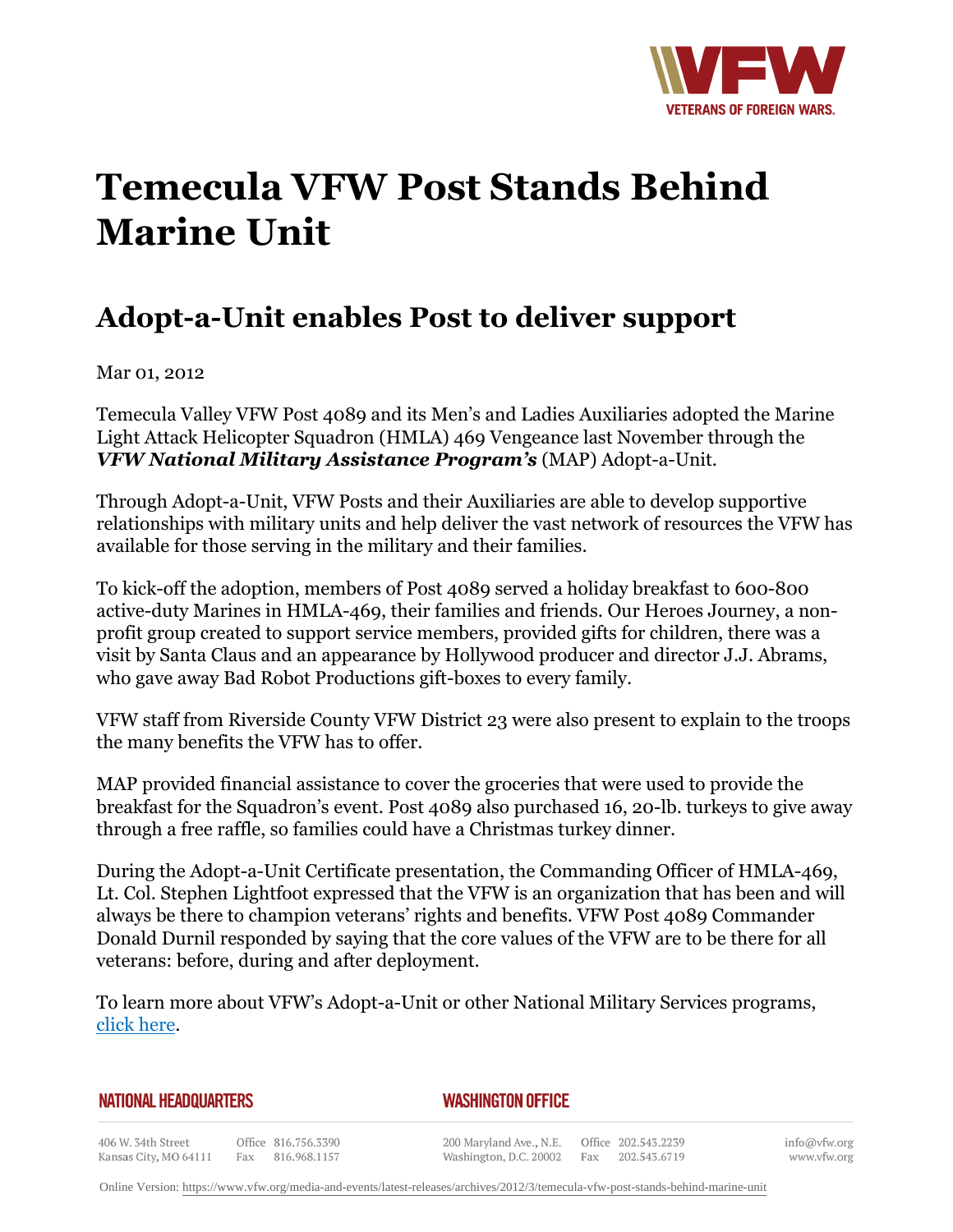# Temecula VFW Post Stands Behind Marine Unit

## Adopt-a-Unit enables Post to deliver support

Mar 01, 2012

Temecula Valley VFW Post 4089 and its Men's and Ladies Auxiliaries adopted the Marine Light Attack Helicopter Squadron (HMLA) 469 Vengeance last November through the ***VFW National Military Assistance Program's*** (MAP) Adopt-a-Unit.

Through Adopt-a-Unit, VFW Posts and their Auxiliaries are able to develop supportive relationships with military units and help deliver the vast network of resources the VFW has available for those serving in the military and their families.

To kick-off the adoption, members of Post 4089 served a holiday breakfast to 600-800 active-duty Marines in HMLA-469, their families and friends. Our Heroes Journey, a non-profit group created to support service members, provided gifts for children, there was a visit by Santa Claus and an appearance by Hollywood producer and director J.J. Abrams, who gave away Bad Robot Productions gift-boxes to every family.

VFW staff from Riverside County VFW District 23 were also present to explain to the troops the many benefits the VFW has to offer.

MAP provided financial assistance to cover the groceries that were used to provide the breakfast for the Squadron's event. Post 4089 also purchased 16, 20-lb. turkeys to give away through a free raffle, so families could have a Christmas turkey dinner.

During the Adopt-a-Unit Certificate presentation, the Commanding Officer of HMLA-469, Lt. Col. Stephen Lightfoot expressed that the VFW is an organization that has been and will always be there to champion veterans' rights and benefits. VFW Post 4089 Commander Donald Durnil responded by saying that the core values of the VFW are to be there for all veterans: before, during and after deployment.

To learn more about VFW's Adopt-a-Unit or other National Military Services programs, click here.